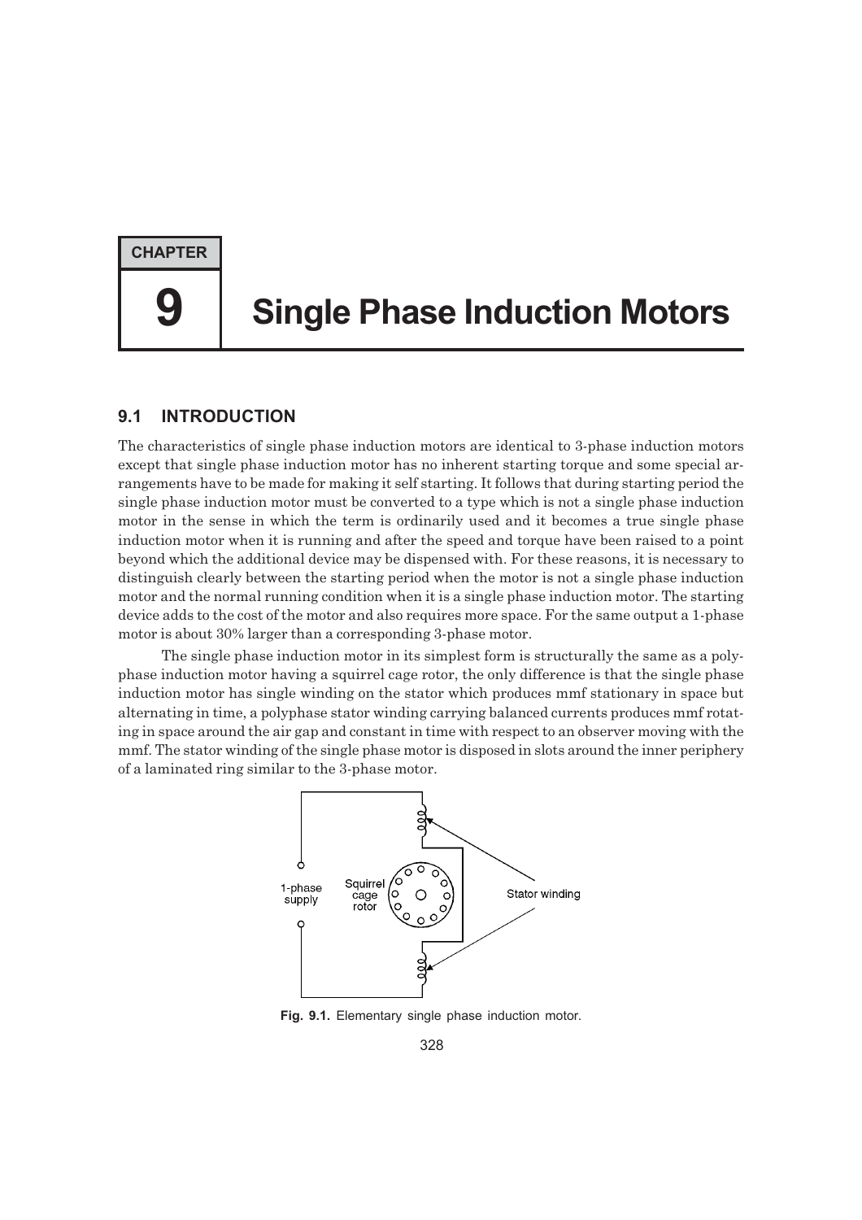# CHAPTER 9

# Single Phase Induction Motors

## 9.1 INTRODUCTION

The characteristics of single phase induction motors are identical to 3-phase induction motors except that single phase induction motor has no inherent starting torque and some special arrangements have to be made for making it self starting. It follows that during starting period the single phase induction motor must be converted to a type which is not a single phase induction motor in the sense in which the term is ordinarily used and it becomes a true single phase induction motor when it is running and after the speed and torque have been raised to a point beyond which the additional device may be dispensed with. For these reasons, it is necessary to distinguish clearly between the starting period when the motor is not a single phase induction motor and the normal running condition when it is a single phase induction motor. The starting device adds to the cost of the motor and also requires more space. For the same output a 1-phase motor is about 30% larger than a corresponding 3-phase motor.

The single phase induction motor in its simplest form is structurally the same as a polyphase induction motor having a squirrel cage rotor, the only difference is that the single phase induction motor has single winding on the stator which produces mmf stationary in space but alternating in time, a polyphase stator winding carrying balanced currents produces mmf rotating in space around the air gap and constant in time with respect to an observer moving with the mmf. The stator winding of the single phase motor is disposed in slots around the inner periphery of a laminated ring similar to the 3-phase motor.

1-phase supply

Squirrel cage rotor

Stator winding

**Fig. 9.1.** Elementary single phase induction motor.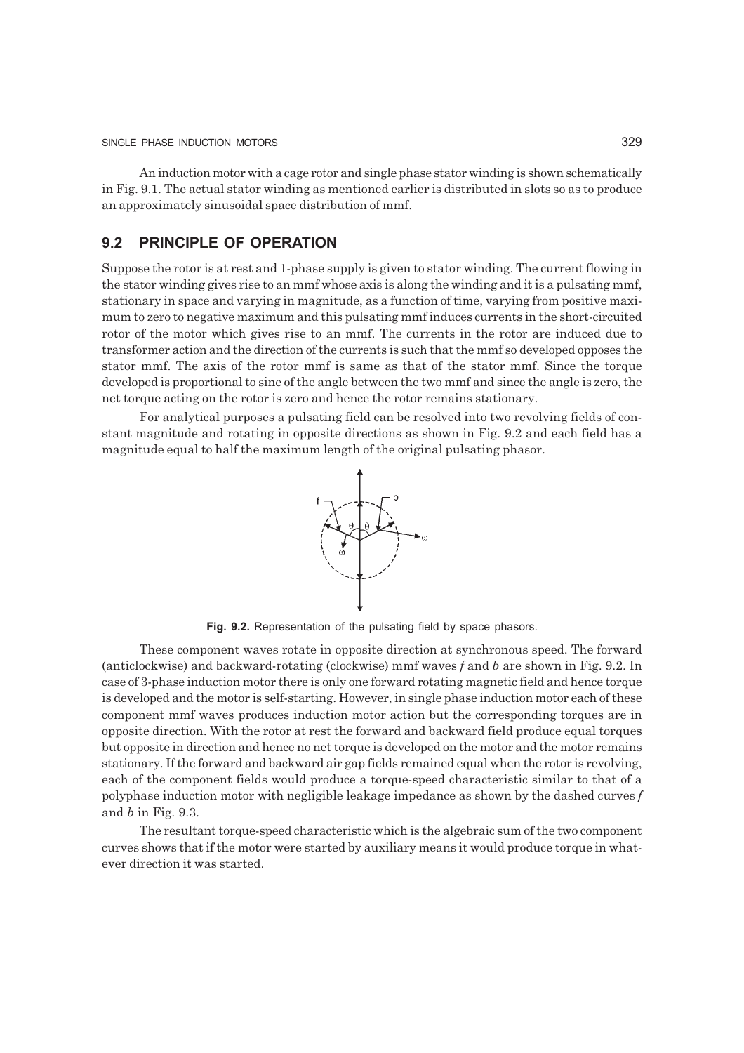An induction motor with a cage rotor and single phase stator winding is shown schematically in Fig. 9.1. The actual stator winding as mentioned earlier is distributed in slots so as to produce an approximately sinusoidal space distribution of mmf.

## 9.2 PRINCIPLE OF OPERATION

Suppose the rotor is at rest and 1-phase supply is given to stator winding. The current flowing in the stator winding gives rise to an mmf whose axis is along the winding and it is a pulsating mmf, stationary in space and varying in magnitude, as a function of time, varying from positive maximum to zero to negative maximum and this pulsating mmf induces currents in the short-circuited rotor of the motor which gives rise to an mmf. The currents in the rotor are induced due to transformer action and the direction of the currents is such that the mmf so developed opposes the stator mmf. The axis of the rotor mmf is same as that of the stator mmf. Since the torque developed is proportional to sine of the angle between the two mmf and since the angle is zero, the net torque acting on the rotor is zero and hence the rotor remains stationary.

For analytical purposes a pulsating field can be resolved into two revolving fields of constant magnitude and rotating in opposite directions as shown in Fig. 9.2 and each field has a magnitude equal to half the maximum length of the original pulsating phasor.

f

b

θ

θ

ω

ω

**Fig. 9.2.** Representation of the pulsating field by space phasors.

These component waves rotate in opposite direction at synchronous speed. The forward (anticlockwise) and backward-rotating (clockwise) mmf waves *f* and *b* are shown in Fig. 9.2. In case of 3-phase induction motor there is only one forward rotating magnetic field and hence torque is developed and the motor is self-starting. However, in single phase induction motor each of these component mmf waves produces induction motor action but the corresponding torques are in opposite direction. With the rotor at rest the forward and backward field produce equal torques but opposite in direction and hence no net torque is developed on the motor and the motor remains stationary. If the forward and backward air gap fields remained equal when the rotor is revolving, each of the component fields would produce a torque-speed characteristic similar to that of a polyphase induction motor with negligible leakage impedance as shown by the dashed curves *f* and *b* in Fig. 9.3.

The resultant torque-speed characteristic which is the algebraic sum of the two component curves shows that if the motor were started by auxiliary means it would produce torque in whatever direction it was started.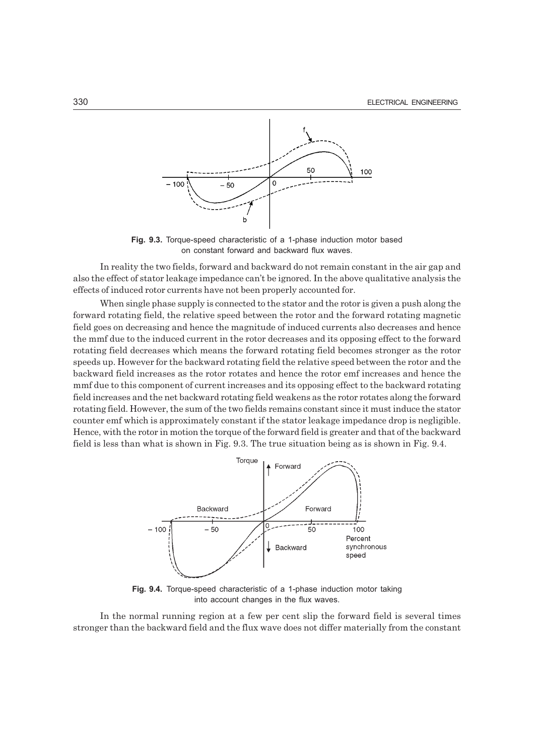**Fig. 9.3.** Torque-speed characteristic of a 1-phase induction motor based on constant forward and backward flux waves.

In reality the two fields, forward and backward do not remain constant in the air gap and also the effect of stator leakage impedance can't be ignored. In the above qualitative analysis the effects of induced rotor currents have not been properly accounted for.

When single phase supply is connected to the stator and the rotor is given a push along the forward rotating field, the relative speed between the rotor and the forward rotating magnetic field goes on decreasing and hence the magnitude of induced currents also decreases and hence the mmf due to the induced current in the rotor decreases and its opposing effect to the forward rotating field decreases which means the forward rotating field becomes stronger as the rotor speeds up. However for the backward rotating field the relative speed between the rotor and the backward field increases as the rotor rotates and hence the rotor emf increases and hence the mmf due to this component of current increases and its opposing effect to the backward rotating field increases and the net backward rotating field weakens as the rotor rotates along the forward rotating field. However, the sum of the two fields remains constant since it must induce the stator counter emf which is approximately constant if the stator leakage impedance drop is negligible. Hence, with the rotor in motion the torque of the forward field is greater and that of the backward field is less than what is shown in Fig. 9.3. The true situation being as is shown in Fig. 9.4.

**Fig. 9.4.** Torque-speed characteristic of a 1-phase induction motor taking into account changes in the flux waves.

In the normal running region at a few per cent slip the forward field is several times stronger than the backward field and the flux wave does not differ materially from the constant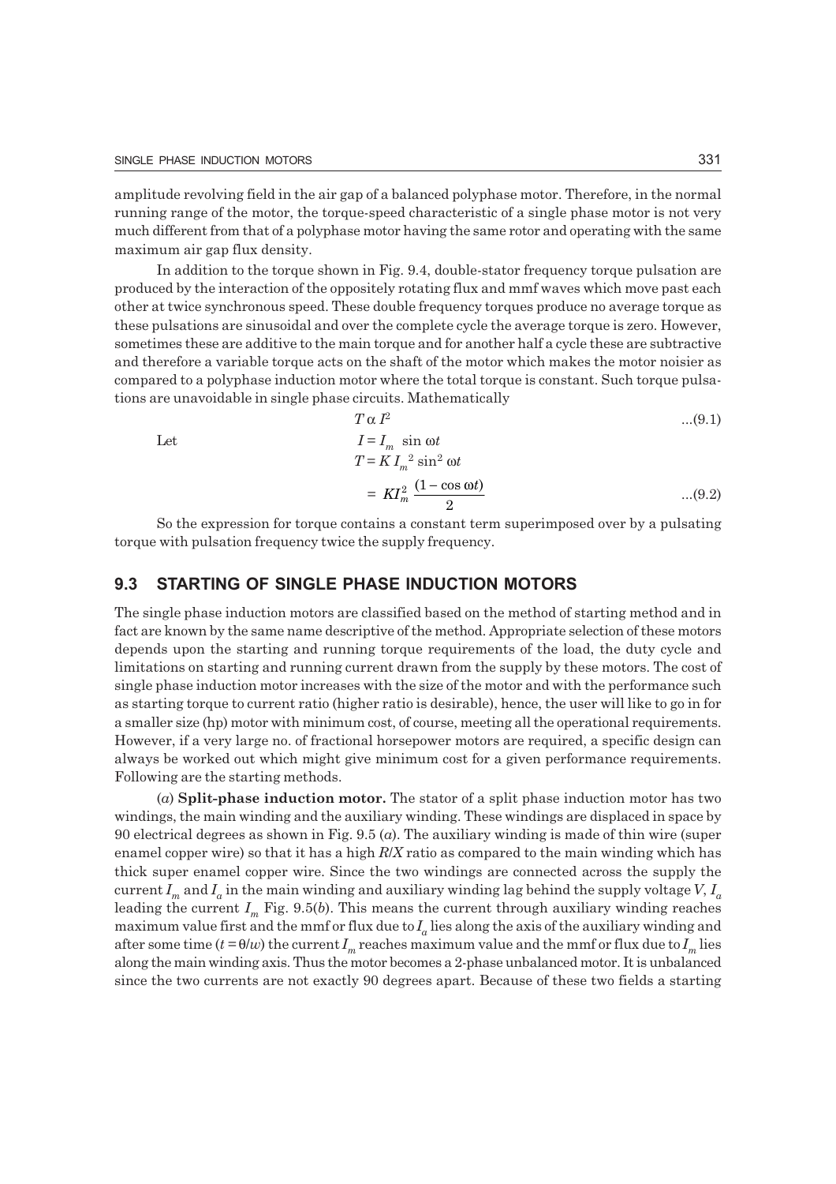amplitude revolving field in the air gap of a balanced polyphase motor. Therefore, in the normal running range of the motor, the torque-speed characteristic of a single phase motor is not very much different from that of a polyphase motor having the same rotor and operating with the same maximum air gap flux density.

In addition to the torque shown in Fig. 9.4, double-stator frequency torque pulsation are produced by the interaction of the oppositely rotating flux and mmf waves which move past each other at twice synchronous speed. These double frequency torques produce no average torque as these pulsations are sinusoidal and over the complete cycle the average torque is zero. However, sometimes these are additive to the main torque and for another half a cycle these are subtractive and therefore a variable torque acts on the shaft of the motor which makes the motor noisier as compared to a polyphase induction motor where the total torque is constant. Such torque pulsations are unavoidable in single phase circuits. Mathematically

$$T \alpha I^2 \qquad \text{...(9.1)}$$

Let

$$I = I_m \sin \omega t$$

$$T = K I_m^{\;2} \sin^2 \omega t$$

$$= K I_m^2 \frac{(1 - \cos \omega t)}{2} \qquad \text{...(9.2)}$$

So the expression for torque contains a constant term superimposed over by a pulsating torque with pulsation frequency twice the supply frequency.

## 9.3 STARTING OF SINGLE PHASE INDUCTION MOTORS

The single phase induction motors are classified based on the method of starting method and in fact are known by the same name descriptive of the method. Appropriate selection of these motors depends upon the starting and running torque requirements of the load, the duty cycle and limitations on starting and running current drawn from the supply by these motors. The cost of single phase induction motor increases with the size of the motor and with the performance such as starting torque to current ratio (higher ratio is desirable), hence, the user will like to go in for a smaller size (hp) motor with minimum cost, of course, meeting all the operational requirements. However, if a very large no. of fractional horsepower motors are required, a specific design can always be worked out which might give minimum cost for a given performance requirements. Following are the starting methods.

(*a*) **Split-phase induction motor.** The stator of a split phase induction motor has two windings, the main winding and the auxiliary winding. These windings are displaced in space by 90 electrical degrees as shown in Fig. 9.5 (*a*). The auxiliary winding is made of thin wire (super enamel copper wire) so that it has a high *R*/*X* ratio as compared to the main winding which has thick super enamel copper wire. Since the two windings are connected across the supply the current $I_m$ and $I_a$ in the main winding and auxiliary winding lag behind the supply voltage *V*, $I_a$ leading the current $I_m$ Fig. 9.5(*b*). This means the current through auxiliary winding reaches maximum value first and the mmf or flux due to $I_a$ lies along the axis of the auxiliary winding and after some time ($t = \theta/w$) the current $I_m$ reaches maximum value and the mmf or flux due to $I_m$ lies along the main winding axis. Thus the motor becomes a 2-phase unbalanced motor. It is unbalanced since the two currents are not exactly 90 degrees apart. Because of these two fields a starting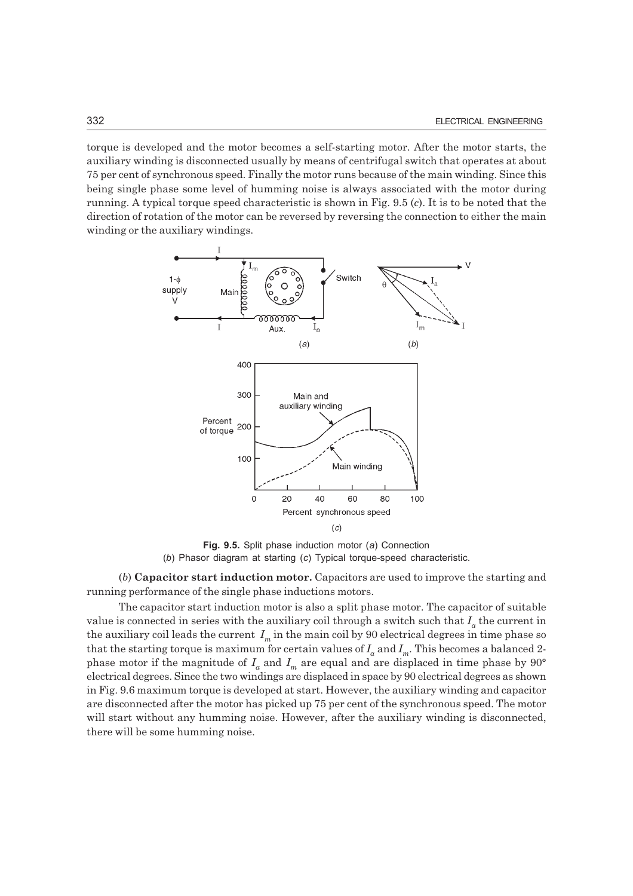torque is developed and the motor becomes a self-starting motor. After the motor starts, the auxiliary winding is disconnected usually by means of centrifugal switch that operates at about 75 per cent of synchronous speed. Finally the motor runs because of the main winding. Since this being single phase some level of humming noise is always associated with the motor during running. A typical torque speed characteristic is shown in Fig. 9.5 (*c*). It is to be noted that the direction of rotation of the motor can be reversed by reversing the connection to either the main winding or the auxiliary windings.

**Fig. 9.5.** Split phase induction motor (*a*) Connection (*b*) Phasor diagram at starting (*c*) Typical torque-speed characteristic.

(*b*) **Capacitor start induction motor.** Capacitors are used to improve the starting and running performance of the single phase inductions motors.

The capacitor start induction motor is also a split phase motor. The capacitor of suitable value is connected in series with the auxiliary coil through a switch such that $I_a$ the current in the auxiliary coil leads the current $I_m$ in the main coil by 90 electrical degrees in time phase so that the starting torque is maximum for certain values of $I_a$ and $I_m$. This becomes a balanced 2-phase motor if the magnitude of $I_a$ and $I_m$ are equal and are displaced in time phase by 90° electrical degrees. Since the two windings are displaced in space by 90 electrical degrees as shown in Fig. 9.6 maximum torque is developed at start. However, the auxiliary winding and capacitor are disconnected after the motor has picked up 75 per cent of the synchronous speed. The motor will start without any humming noise. However, after the auxiliary winding is disconnected, there will be some humming noise.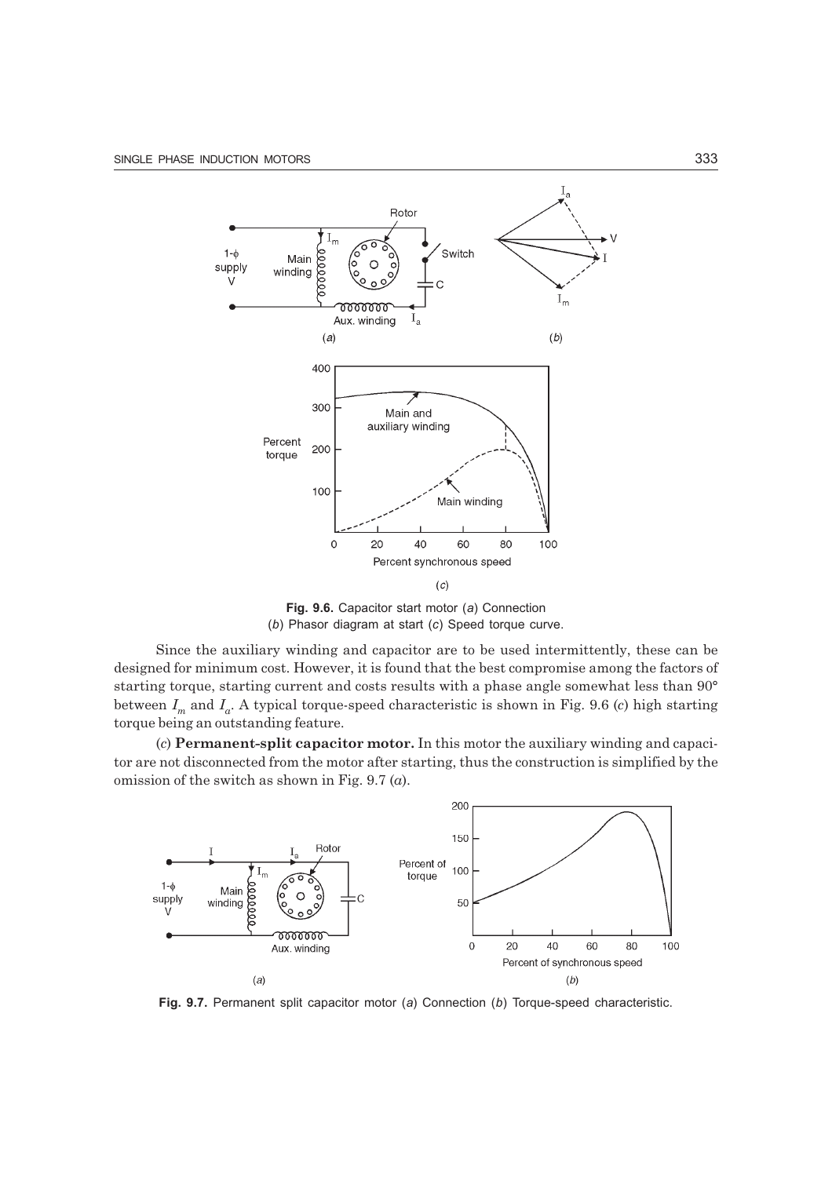Fig. 9.6. Capacitor start motor (*a*) Connection (*b*) Phasor diagram at start (*c*) Speed torque curve.

Since the auxiliary winding and capacitor are to be used intermittently, these can be designed for minimum cost. However, it is found that the best compromise among the factors of starting torque, starting current and costs results with a phase angle somewhat less than 90° between $I_m$ and $I_a$. A typical torque-speed characteristic is shown in Fig. 9.6 (*c*) high starting torque being an outstanding feature.

(*c*) **Permanent-split capacitor motor.** In this motor the auxiliary winding and capacitor are not disconnected from the motor after starting, thus the construction is simplified by the omission of the switch as shown in Fig. 9.7 (*a*).

Fig. 9.7. Permanent split capacitor motor (*a*) Connection (*b*) Torque-speed characteristic.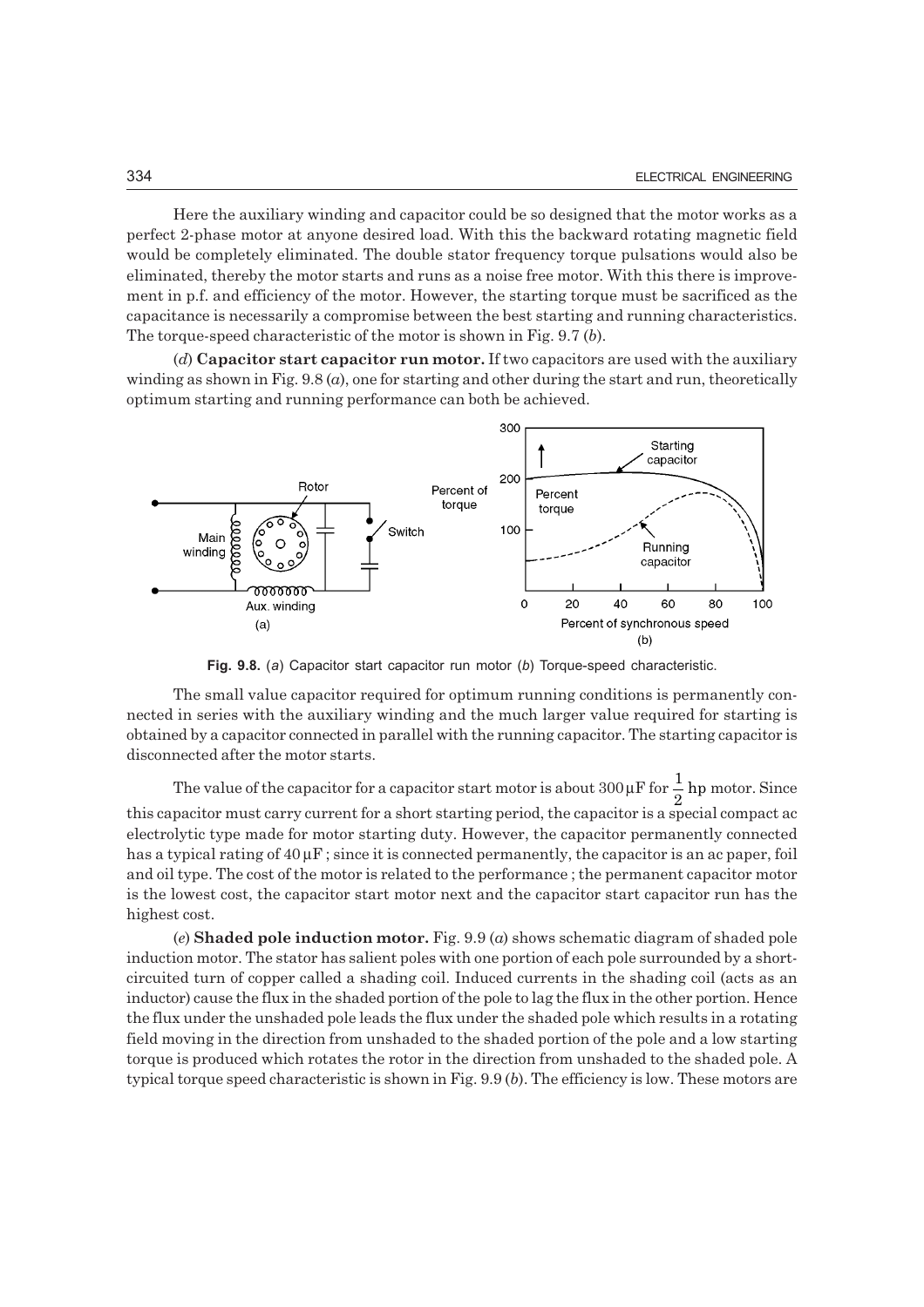Here the auxiliary winding and capacitor could be so designed that the motor works as a perfect 2-phase motor at anyone desired load. With this the backward rotating magnetic field would be completely eliminated. The double stator frequency torque pulsations would also be eliminated, thereby the motor starts and runs as a noise free motor. With this there is improvement in p.f. and efficiency of the motor. However, the starting torque must be sacrificed as the capacitance is necessarily a compromise between the best starting and running characteristics. The torque-speed characteristic of the motor is shown in Fig. 9.7 (*b*).

(*d*) **Capacitor start capacitor run motor.** If two capacitors are used with the auxiliary winding as shown in Fig. 9.8 (*a*), one for starting and other during the start and run, theoretically optimum starting and running performance can both be achieved.

**Fig. 9.8.** (*a*) Capacitor start capacitor run motor (*b*) Torque-speed characteristic.

The small value capacitor required for optimum running conditions is permanently connected in series with the auxiliary winding and the much larger value required for starting is obtained by a capacitor connected in parallel with the running capacitor. The starting capacitor is disconnected after the motor starts.

The value of the capacitor for a capacitor start motor is about $300\,\mu\text{F}$ for $\frac{1}{2}$ hp motor. Since this capacitor must carry current for a short starting period, the capacitor is a special compact ac electrolytic type made for motor starting duty. However, the capacitor permanently connected has a typical rating of $40\,\mu\text{F}$ ; since it is connected permanently, the capacitor is an ac paper, foil and oil type. The cost of the motor is related to the performance ; the permanent capacitor motor is the lowest cost, the capacitor start motor next and the capacitor start capacitor run has the highest cost.

(*e*) **Shaded pole induction motor.** Fig. 9.9 (*a*) shows schematic diagram of shaded pole induction motor. The stator has salient poles with one portion of each pole surrounded by a short-circuited turn of copper called a shading coil. Induced currents in the shading coil (acts as an inductor) cause the flux in the shaded portion of the pole to lag the flux in the other portion. Hence the flux under the unshaded pole leads the flux under the shaded pole which results in a rotating field moving in the direction from unshaded to the shaded portion of the pole and a low starting torque is produced which rotates the rotor in the direction from unshaded to the shaded pole. A typical torque speed characteristic is shown in Fig. 9.9 (*b*). The efficiency is low. These motors are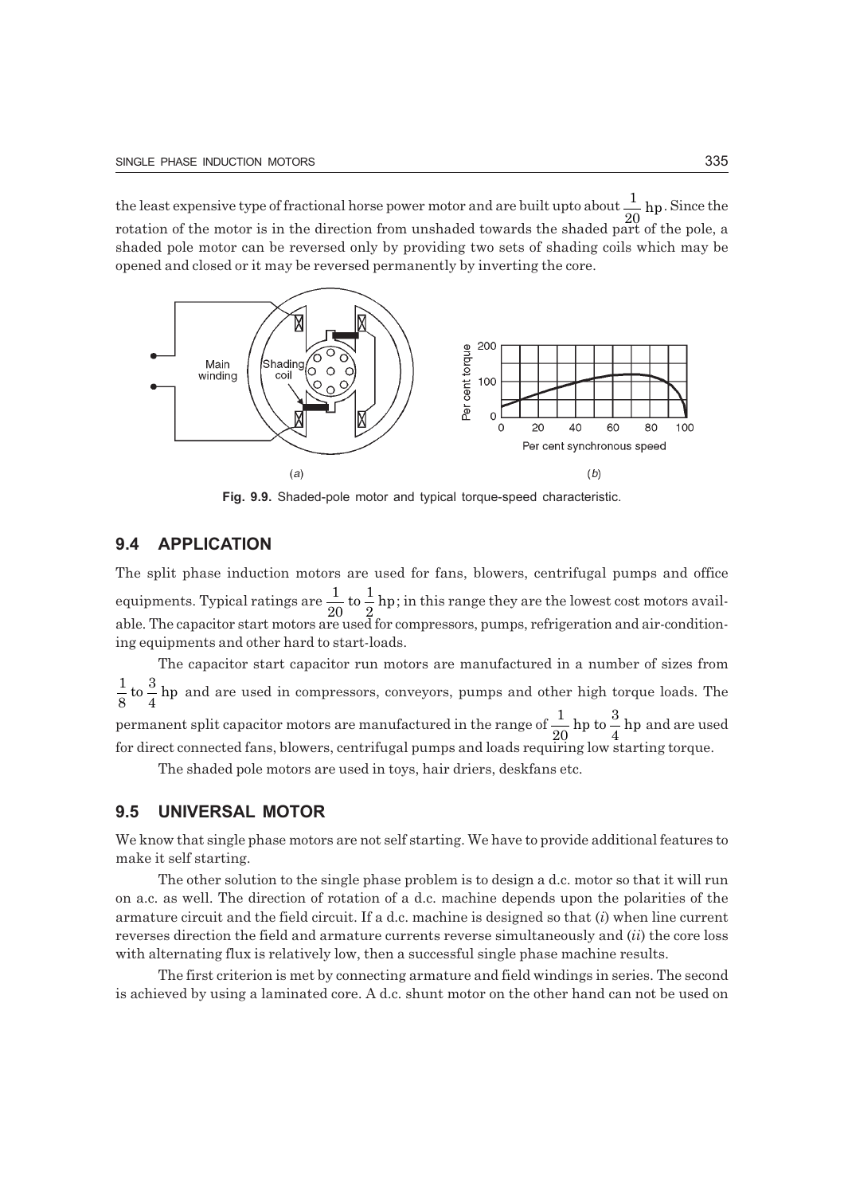the least expensive type of fractional horse power motor and are built upto about $\frac{1}{20}$ hp. Since the rotation of the motor is in the direction from unshaded towards the shaded part of the pole, a shaded pole motor can be reversed only by providing two sets of shading coils which may be opened and closed or it may be reversed permanently by inverting the core.

**Fig. 9.9.** Shaded-pole motor and typical torque-speed characteristic.

## 9.4 APPLICATION

The split phase induction motors are used for fans, blowers, centrifugal pumps and office equipments. Typical ratings are $\frac{1}{20}$ to $\frac{1}{2}$ hp; in this range they are the lowest cost motors available. The capacitor start motors are used for compressors, pumps, refrigeration and air-conditioning equipments and other hard to start-loads.

The capacitor start capacitor run motors are manufactured in a number of sizes from $\frac{1}{8}$ to $\frac{3}{4}$ hp and are used in compressors, conveyors, pumps and other high torque loads. The permanent split capacitor motors are manufactured in the range of $\frac{1}{20}$ hp to $\frac{3}{4}$ hp and are used for direct connected fans, blowers, centrifugal pumps and loads requiring low starting torque.

The shaded pole motors are used in toys, hair driers, deskfans etc.

## 9.5 UNIVERSAL MOTOR

We know that single phase motors are not self starting. We have to provide additional features to make it self starting.

The other solution to the single phase problem is to design a d.c. motor so that it will run on a.c. as well. The direction of rotation of a d.c. machine depends upon the polarities of the armature circuit and the field circuit. If a d.c. machine is designed so that (*i*) when line current reverses direction the field and armature currents reverse simultaneously and (*ii*) the core loss with alternating flux is relatively low, then a successful single phase machine results.

The first criterion is met by connecting armature and field windings in series. The second is achieved by using a laminated core. A d.c. shunt motor on the other hand can not be used on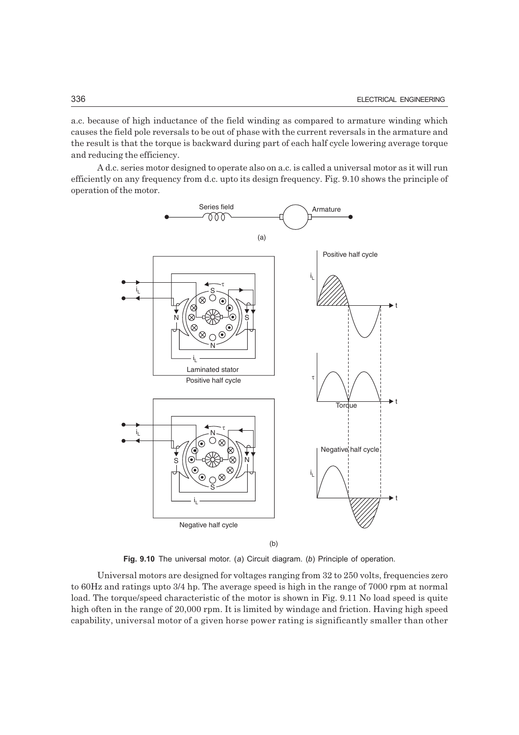a.c. because of high inductance of the field winding as compared to armature winding which causes the field pole reversals to be out of phase with the current reversals in the armature and the result is that the torque is backward during part of each half cycle lowering average torque and reducing the efficiency.

A d.c. series motor designed to operate also on a.c. is called a universal motor as it will run efficiently on any frequency from d.c. upto its design frequency. Fig. 9.10 shows the principle of operation of the motor.

**Fig. 9.10** The universal motor. (*a*) Circuit diagram. (*b*) Principle of operation.

Universal motors are designed for voltages ranging from 32 to 250 volts, frequencies zero to 60Hz and ratings upto 3/4 hp. The average speed is high in the range of 7000 rpm at normal load. The torque/speed characteristic of the motor is shown in Fig. 9.11 No load speed is quite high often in the range of 20,000 rpm. It is limited by windage and friction. Having high speed capability, universal motor of a given horse power rating is significantly smaller than other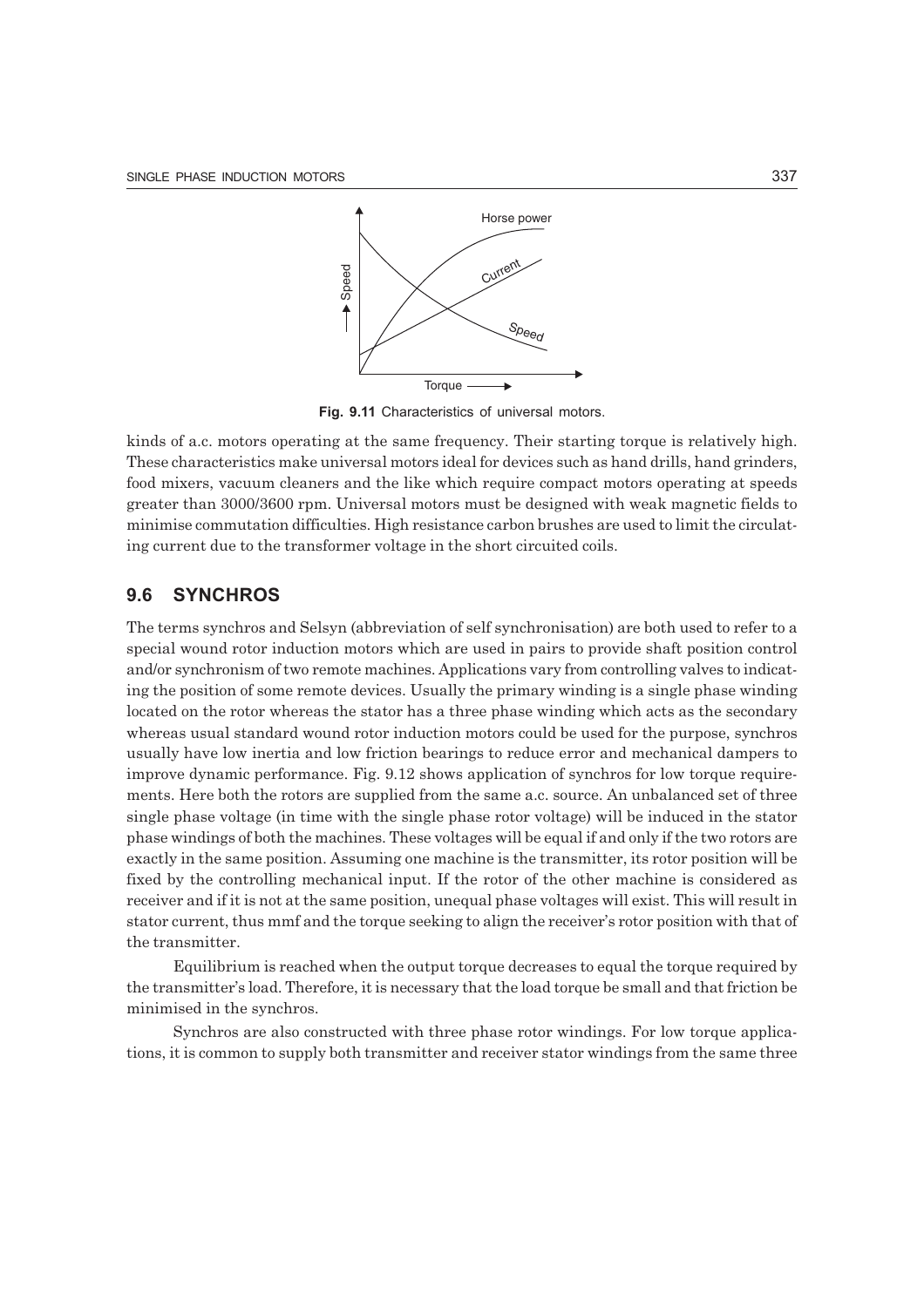Horse power

Current

Speed

Speed

Torque

**Fig. 9.11** Characteristics of universal motors.

kinds of a.c. motors operating at the same frequency. Their starting torque is relatively high. These characteristics make universal motors ideal for devices such as hand drills, hand grinders, food mixers, vacuum cleaners and the like which require compact motors operating at speeds greater than 3000/3600 rpm. Universal motors must be designed with weak magnetic fields to minimise commutation difficulties. High resistance carbon brushes are used to limit the circulating current due to the transformer voltage in the short circuited coils.

## 9.6 SYNCHROS

The terms synchros and Selsyn (abbreviation of self synchronisation) are both used to refer to a special wound rotor induction motors which are used in pairs to provide shaft position control and/or synchronism of two remote machines. Applications vary from controlling valves to indicating the position of some remote devices. Usually the primary winding is a single phase winding located on the rotor whereas the stator has a three phase winding which acts as the secondary whereas usual standard wound rotor induction motors could be used for the purpose, synchros usually have low inertia and low friction bearings to reduce error and mechanical dampers to improve dynamic performance. Fig. 9.12 shows application of synchros for low torque requirements. Here both the rotors are supplied from the same a.c. source. An unbalanced set of three single phase voltage (in time with the single phase rotor voltage) will be induced in the stator phase windings of both the machines. These voltages will be equal if and only if the two rotors are exactly in the same position. Assuming one machine is the transmitter, its rotor position will be fixed by the controlling mechanical input. If the rotor of the other machine is considered as receiver and if it is not at the same position, unequal phase voltages will exist. This will result in stator current, thus mmf and the torque seeking to align the receiver's rotor position with that of the transmitter.

Equilibrium is reached when the output torque decreases to equal the torque required by the transmitter's load. Therefore, it is necessary that the load torque be small and that friction be minimised in the synchros.

Synchros are also constructed with three phase rotor windings. For low torque applications, it is common to supply both transmitter and receiver stator windings from the same three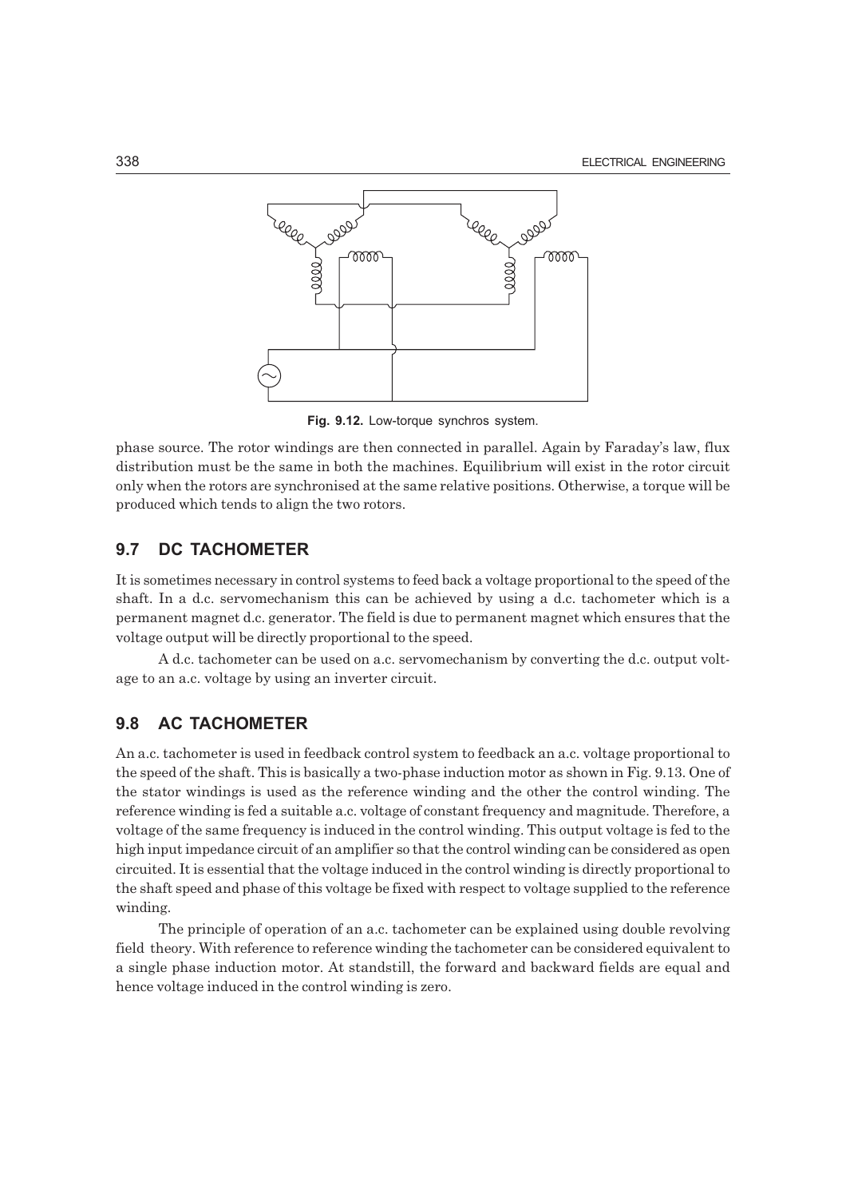Fig. 9.12. Low-torque synchros system.

phase source. The rotor windings are then connected in parallel. Again by Faraday's law, flux distribution must be the same in both the machines. Equilibrium will exist in the rotor circuit only when the rotors are synchronised at the same relative positions. Otherwise, a torque will be produced which tends to align the two rotors.

## 9.7 DC TACHOMETER

It is sometimes necessary in control systems to feed back a voltage proportional to the speed of the shaft. In a d.c. servomechanism this can be achieved by using a d.c. tachometer which is a permanent magnet d.c. generator. The field is due to permanent magnet which ensures that the voltage output will be directly proportional to the speed.

A d.c. tachometer can be used on a.c. servomechanism by converting the d.c. output voltage to an a.c. voltage by using an inverter circuit.

## 9.8 AC TACHOMETER

An a.c. tachometer is used in feedback control system to feedback an a.c. voltage proportional to the speed of the shaft. This is basically a two-phase induction motor as shown in Fig. 9.13. One of the stator windings is used as the reference winding and the other the control winding. The reference winding is fed a suitable a.c. voltage of constant frequency and magnitude. Therefore, a voltage of the same frequency is induced in the control winding. This output voltage is fed to the high input impedance circuit of an amplifier so that the control winding can be considered as open circuited. It is essential that the voltage induced in the control winding is directly proportional to the shaft speed and phase of this voltage be fixed with respect to voltage supplied to the reference winding.

The principle of operation of an a.c. tachometer can be explained using double revolving field theory. With reference to reference winding the tachometer can be considered equivalent to a single phase induction motor. At standstill, the forward and backward fields are equal and hence voltage induced in the control winding is zero.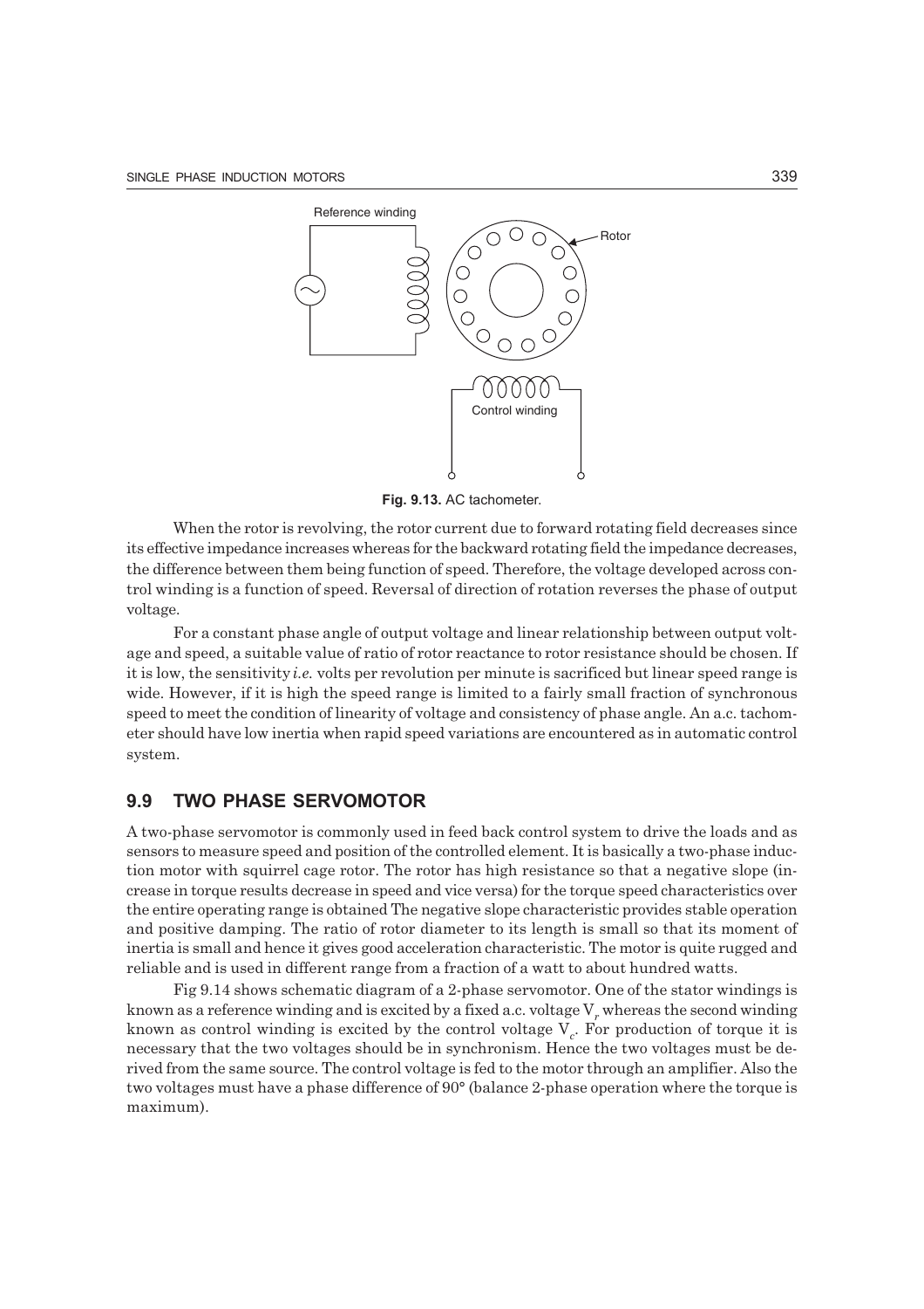Fig. 9.13. AC tachometer.

When the rotor is revolving, the rotor current due to forward rotating field decreases since its effective impedance increases whereas for the backward rotating field the impedance decreases, the difference between them being function of speed. Therefore, the voltage developed across control winding is a function of speed. Reversal of direction of rotation reverses the phase of output voltage.

For a constant phase angle of output voltage and linear relationship between output voltage and speed, a suitable value of ratio of rotor reactance to rotor resistance should be chosen. If it is low, the sensitivity *i.e.* volts per revolution per minute is sacrificed but linear speed range is wide. However, if it is high the speed range is limited to a fairly small fraction of synchronous speed to meet the condition of linearity of voltage and consistency of phase angle. An a.c. tachometer should have low inertia when rapid speed variations are encountered as in automatic control system.

## 9.9 TWO PHASE SERVOMOTOR

A two-phase servomotor is commonly used in feed back control system to drive the loads and as sensors to measure speed and position of the controlled element. It is basically a two-phase induction motor with squirrel cage rotor. The rotor has high resistance so that a negative slope (increase in torque results decrease in speed and vice versa) for the torque speed characteristics over the entire operating range is obtained The negative slope characteristic provides stable operation and positive damping. The ratio of rotor diameter to its length is small so that its moment of inertia is small and hence it gives good acceleration characteristic. The motor is quite rugged and reliable and is used in different range from a fraction of a watt to about hundred watts.

Fig 9.14 shows schematic diagram of a 2-phase servomotor. One of the stator windings is known as a reference winding and is excited by a fixed a.c. voltage $V_r$ whereas the second winding known as control winding is excited by the control voltage $V_c$. For production of torque it is necessary that the two voltages should be in synchronism. Hence the two voltages must be derived from the same source. The control voltage is fed to the motor through an amplifier. Also the two voltages must have a phase difference of 90° (balance 2-phase operation where the torque is maximum).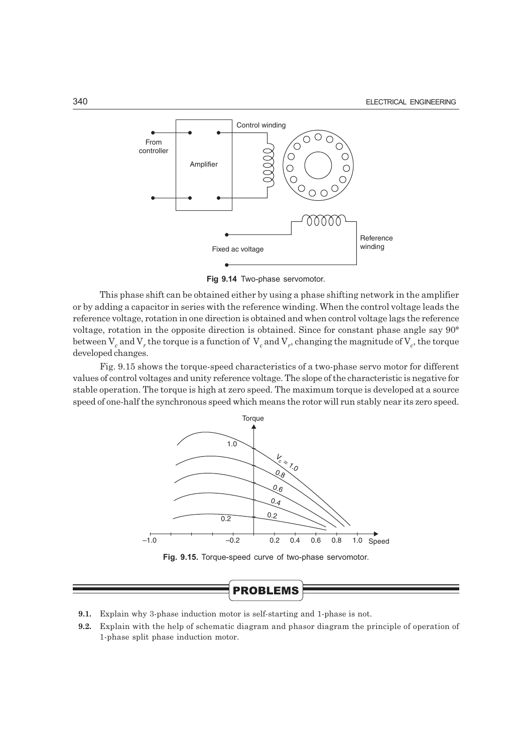Fig 9.14 Two-phase servomotor.

This phase shift can be obtained either by using a phase shifting network in the amplifier or by adding a capacitor in series with the reference winding. When the control voltage leads the reference voltage, rotation in one direction is obtained and when control voltage lags the reference voltage, rotation in the opposite direction is obtained. Since for constant phase angle say 90° between $V_c$ and $V_r$ the torque is a function of $V_c$ and $V_r$, changing the magnitude of $V_c$, the torque developed changes.

Fig. 9.15 shows the torque-speed characteristics of a two-phase servo motor for different values of control voltages and unity reference voltage. The slope of the characteristic is negative for stable operation. The torque is high at zero speed. The maximum torque is developed at a source speed of one-half the synchronous speed which means the rotor will run stably near its zero speed.

**Fig. 9.15.** Torque-speed curve of two-phase servomotor.

## PROBLEMS

**9.1.** Explain why 3-phase induction motor is self-starting and 1-phase is not.

**9.2.** Explain with the help of schematic diagram and phasor diagram the principle of operation of 1-phase split phase induction motor.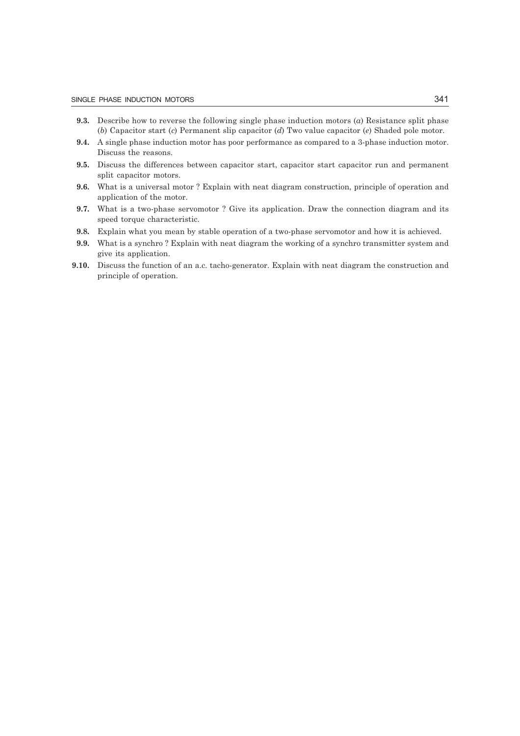**9.3.** Describe how to reverse the following single phase induction motors (*a*) Resistance split phase (*b*) Capacitor start (*c*) Permanent slip capacitor (*d*) Two value capacitor (*e*) Shaded pole motor.

**9.4.** A single phase induction motor has poor performance as compared to a 3-phase induction motor. Discuss the reasons.

**9.5.** Discuss the differences between capacitor start, capacitor start capacitor run and permanent split capacitor motors.

**9.6.** What is a universal motor ? Explain with neat diagram construction, principle of operation and application of the motor.

**9.7.** What is a two-phase servomotor ? Give its application. Draw the connection diagram and its speed torque characteristic.

**9.8.** Explain what you mean by stable operation of a two-phase servomotor and how it is achieved.

**9.9.** What is a synchro ? Explain with neat diagram the working of a synchro transmitter system and give its application.

**9.10.** Discuss the function of an a.c. tacho-generator. Explain with neat diagram the construction and principle of operation.